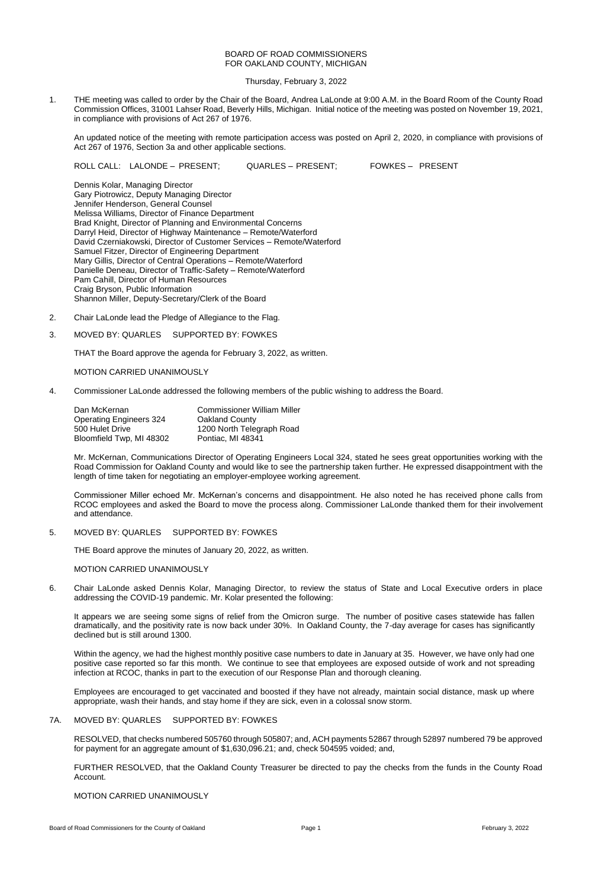BOARD OF ROAD COMMISSIONERS
FOR OAKLAND COUNTY, MICHIGAN

Thursday, February 3, 2022

1. THE meeting was called to order by the Chair of the Board, Andrea LaLonde at 9:00 A.M. in the Board Room of the County Road Commission Offices, 31001 Lahser Road, Beverly Hills, Michigan. Initial notice of the meeting was posted on November 19, 2021, in compliance with provisions of Act 267 of 1976.

   An updated notice of the meeting with remote participation access was posted on April 2, 2020, in compliance with provisions of Act 267 of 1976, Section 3a and other applicable sections.

   ROLL CALL: LALONDE – PRESENT; QUARLES – PRESENT; FOWKES – PRESENT

   Dennis Kolar, Managing Director
   Gary Piotrowicz, Deputy Managing Director
   Jennifer Henderson, General Counsel
   Melissa Williams, Director of Finance Department
   Brad Knight, Director of Planning and Environmental Concerns
   Darryl Heid, Director of Highway Maintenance – Remote/Waterford
   David Czerniakowski, Director of Customer Services – Remote/Waterford
   Samuel Fitzer, Director of Engineering Department
   Mary Gillis, Director of Central Operations – Remote/Waterford
   Danielle Deneau, Director of Traffic-Safety – Remote/Waterford
   Pam Cahill, Director of Human Resources
   Craig Bryson, Public Information
   Shannon Miller, Deputy-Secretary/Clerk of the Board

2. Chair LaLonde lead the Pledge of Allegiance to the Flag.

3. MOVED BY: QUARLES SUPPORTED BY: FOWKES

   THAT the Board approve the agenda for February 3, 2022, as written.

   MOTION CARRIED UNANIMOUSLY

4. Commissioner LaLonde addressed the following members of the public wishing to address the Board.

   | | |
   |---|---|
   | Dan McKernan | Commissioner William Miller |
   | Operating Engineers 324 | Oakland County |
   | 500 Hulet Drive | 1200 North Telegraph Road |
   | Bloomfield Twp, MI 48302 | Pontiac, MI 48341 |

   Mr. McKernan, Communications Director of Operating Engineers Local 324, stated he sees great opportunities working with the Road Commission for Oakland County and would like to see the partnership taken further. He expressed disappointment with the length of time taken for negotiating an employer-employee working agreement.

   Commissioner Miller echoed Mr. McKernan's concerns and disappointment. He also noted he has received phone calls from RCOC employees and asked the Board to move the process along. Commissioner LaLonde thanked them for their involvement and attendance.

5. MOVED BY: QUARLES SUPPORTED BY: FOWKES

   THE Board approve the minutes of January 20, 2022, as written.

   MOTION CARRIED UNANIMOUSLY

6. Chair LaLonde asked Dennis Kolar, Managing Director, to review the status of State and Local Executive orders in place addressing the COVID-19 pandemic. Mr. Kolar presented the following:

   It appears we are seeing some signs of relief from the Omicron surge. The number of positive cases statewide has fallen dramatically, and the positivity rate is now back under 30%. In Oakland County, the 7-day average for cases has significantly declined but is still around 1300.

   Within the agency, we had the highest monthly positive case numbers to date in January at 35. However, we have only had one positive case reported so far this month. We continue to see that employees are exposed outside of work and not spreading infection at RCOC, thanks in part to the execution of our Response Plan and thorough cleaning.

   Employees are encouraged to get vaccinated and boosted if they have not already, maintain social distance, mask up where appropriate, wash their hands, and stay home if they are sick, even in a colossal snow storm.

7A. MOVED BY: QUARLES SUPPORTED BY: FOWKES

   RESOLVED, that checks numbered 505760 through 505807; and, ACH payments 52867 through 52897 numbered 79 be approved for payment for an aggregate amount of $1,630,096.21; and, check 504595 voided; and,

   FURTHER RESOLVED, that the Oakland County Treasurer be directed to pay the checks from the funds in the County Road Account.

   MOTION CARRIED UNANIMOUSLY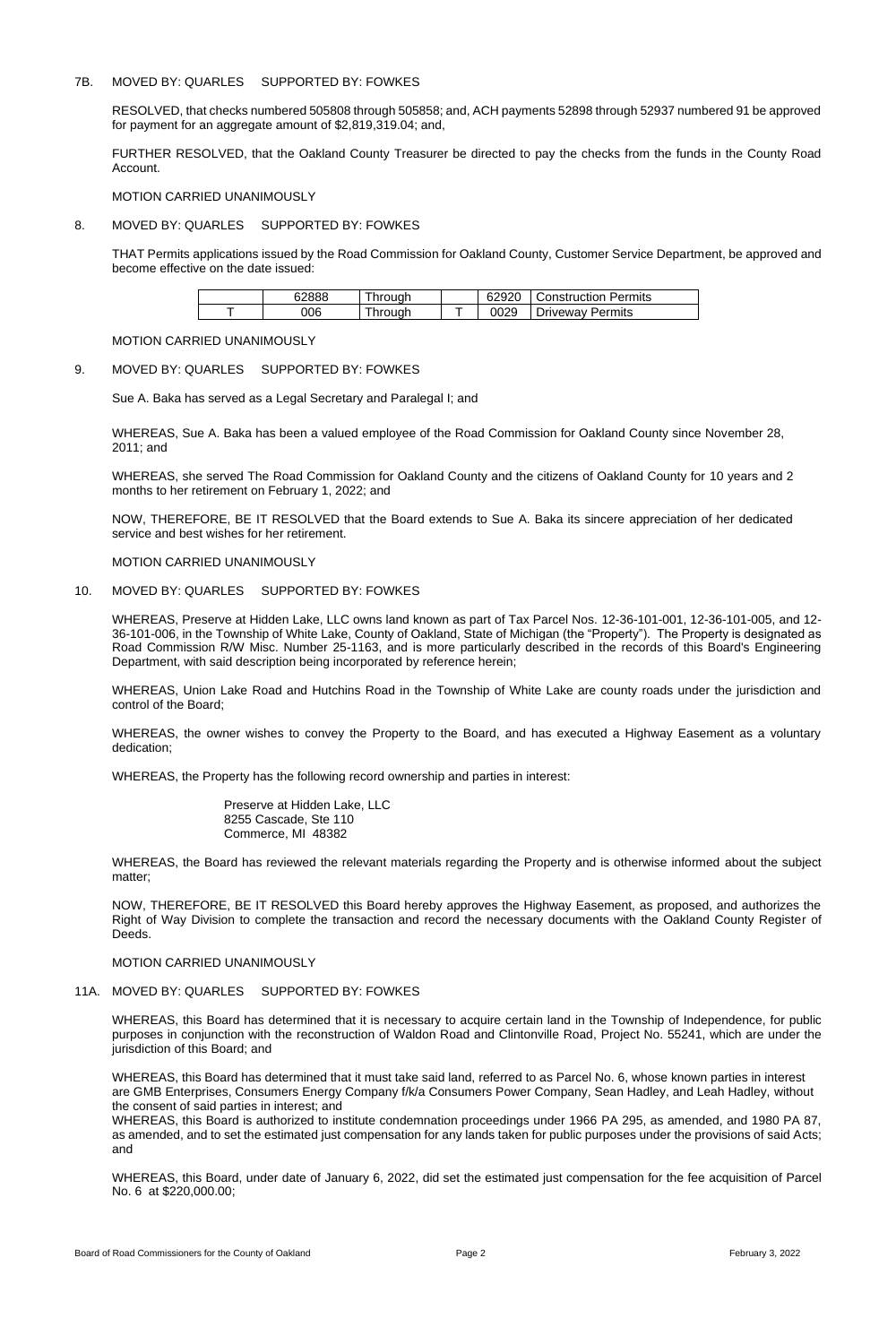7B. MOVED BY: QUARLES SUPPORTED BY: FOWKES

RESOLVED, that checks numbered 505808 through 505858; and, ACH payments 52898 through 52937 numbered 91 be approved for payment for an aggregate amount of $2,819,319.04; and,

FURTHER RESOLVED, that the Oakland County Treasurer be directed to pay the checks from the funds in the County Road Account.

MOTION CARRIED UNANIMOUSLY

8. MOVED BY: QUARLES SUPPORTED BY: FOWKES

THAT Permits applications issued by the Road Commission for Oakland County, Customer Service Department, be approved and become effective on the date issued:

| | 62888 | Through | | 62920 | Construction Permits |
|---|---|---|---|---|---|
| T | 006 | Through | T | 0029 | Driveway Permits |

MOTION CARRIED UNANIMOUSLY

9. MOVED BY: QUARLES SUPPORTED BY: FOWKES

Sue A. Baka has served as a Legal Secretary and Paralegal I; and

WHEREAS, Sue A. Baka has been a valued employee of the Road Commission for Oakland County since November 28, 2011; and

WHEREAS, she served The Road Commission for Oakland County and the citizens of Oakland County for 10 years and 2 months to her retirement on February 1, 2022; and

NOW, THEREFORE, BE IT RESOLVED that the Board extends to Sue A. Baka its sincere appreciation of her dedicated service and best wishes for her retirement.

MOTION CARRIED UNANIMOUSLY

10. MOVED BY: QUARLES SUPPORTED BY: FOWKES

WHEREAS, Preserve at Hidden Lake, LLC owns land known as part of Tax Parcel Nos. 12-36-101-001, 12-36-101-005, and 12-36-101-006, in the Township of White Lake, County of Oakland, State of Michigan (the "Property"). The Property is designated as Road Commission R/W Misc. Number 25-1163, and is more particularly described in the records of this Board's Engineering Department, with said description being incorporated by reference herein;

WHEREAS, Union Lake Road and Hutchins Road in the Township of White Lake are county roads under the jurisdiction and control of the Board;

WHEREAS, the owner wishes to convey the Property to the Board, and has executed a Highway Easement as a voluntary dedication;

WHEREAS, the Property has the following record ownership and parties in interest:

Preserve at Hidden Lake, LLC
8255 Cascade, Ste 110
Commerce, MI 48382

WHEREAS, the Board has reviewed the relevant materials regarding the Property and is otherwise informed about the subject matter;

NOW, THEREFORE, BE IT RESOLVED this Board hereby approves the Highway Easement, as proposed, and authorizes the Right of Way Division to complete the transaction and record the necessary documents with the Oakland County Register of Deeds.

MOTION CARRIED UNANIMOUSLY

11A. MOVED BY: QUARLES SUPPORTED BY: FOWKES

WHEREAS, this Board has determined that it is necessary to acquire certain land in the Township of Independence, for public purposes in conjunction with the reconstruction of Waldon Road and Clintonville Road, Project No. 55241, which are under the jurisdiction of this Board; and

WHEREAS, this Board has determined that it must take said land, referred to as Parcel No. 6, whose known parties in interest are GMB Enterprises, Consumers Energy Company f/k/a Consumers Power Company, Sean Hadley, and Leah Hadley, without the consent of said parties in interest; and

WHEREAS, this Board is authorized to institute condemnation proceedings under 1966 PA 295, as amended, and 1980 PA 87, as amended, and to set the estimated just compensation for any lands taken for public purposes under the provisions of said Acts; and

WHEREAS, this Board, under date of January 6, 2022, did set the estimated just compensation for the fee acquisition of Parcel No. 6 at $220,000.00;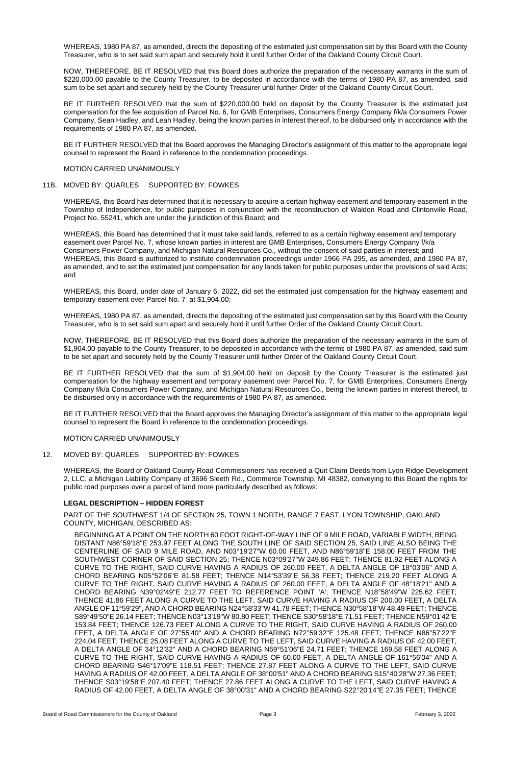WHEREAS, 1980 PA 87, as amended, directs the depositing of the estimated just compensation set by this Board with the County Treasurer, who is to set said sum apart and securely hold it until further Order of the Oakland County Circuit Court.

NOW, THEREFORE, BE IT RESOLVED that this Board does authorize the preparation of the necessary warrants in the sum of $220,000.00 payable to the County Treasurer, to be deposited in accordance with the terms of 1980 PA 87, as amended, said sum to be set apart and securely held by the County Treasurer until further Order of the Oakland County Circuit Court.

BE IT FURTHER RESOLVED that the sum of $220,000.00 held on deposit by the County Treasurer is the estimated just compensation for the fee acquisition of Parcel No. 6, for GMB Enterprises, Consumers Energy Company f/k/a Consumers Power Company, Sean Hadley, and Leah Hadley, being the known parties in interest thereof, to be disbursed only in accordance with the requirements of 1980 PA 87, as amended.

BE IT FURTHER RESOLVED that the Board approves the Managing Director's assignment of this matter to the appropriate legal counsel to represent the Board in reference to the condemnation proceedings.

MOTION CARRIED UNANIMOUSLY

11B. MOVED BY: QUARLES SUPPORTED BY: FOWKES

WHEREAS, this Board has determined that it is necessary to acquire a certain highway easement and temporary easement in the Township of Independence, for public purposes in conjunction with the reconstruction of Waldon Road and Clintonville Road, Project No. 55241, which are under the jurisdiction of this Board; and

WHEREAS, this Board has determined that it must take said lands, referred to as a certain highway easement and temporary easement over Parcel No. 7, whose known parties in interest are GMB Enterprises, Consumers Energy Company f/k/a Consumers Power Company, and Michigan Natural Resources Co., without the consent of said parties in interest; and
WHEREAS, this Board is authorized to institute condemnation proceedings under 1966 PA 295, as amended, and 1980 PA 87, as amended, and to set the estimated just compensation for any lands taken for public purposes under the provisions of said Acts; and

WHEREAS, this Board, under date of January 6, 2022, did set the estimated just compensation for the highway easement and temporary easement over Parcel No. 7 at $1,904.00;

WHEREAS, 1980 PA 87, as amended, directs the depositing of the estimated just compensation set by this Board with the County Treasurer, who is to set said sum apart and securely hold it until further Order of the Oakland County Circuit Court.

NOW, THEREFORE, BE IT RESOLVED that this Board does authorize the preparation of the necessary warrants in the sum of $1,904.00 payable to the County Treasurer, to be deposited in accordance with the terms of 1980 PA 87, as amended, said sum to be set apart and securely held by the County Treasurer until further Order of the Oakland County Circuit Court.

BE IT FURTHER RESOLVED that the sum of $1,904.00 held on deposit by the County Treasurer is the estimated just compensation for the highway easement and temporary easement over Parcel No. 7, for GMB Enterprises, Consumers Energy Company f/k/a Consumers Power Company, and Michigan Natural Resources Co., being the known parties in interest thereof, to be disbursed only in accordance with the requirements of 1980 PA 87, as amended.

BE IT FURTHER RESOLVED that the Board approves the Managing Director's assignment of this matter to the appropriate legal counsel to represent the Board in reference to the condemnation proceedings.

MOTION CARRIED UNANIMOUSLY

12. MOVED BY: QUARLES SUPPORTED BY: FOWKES

WHEREAS, the Board of Oakland County Road Commissioners has received a Quit Claim Deeds from Lyon Ridge Development 2, LLC, a Michigan Liability Company of 3696 Sleeth Rd., Commerce Township, MI 48382, conveying to this Board the rights for public road purposes over a parcel of land more particularly described as follows:

**LEGAL DESCRIPTION – HIDDEN FOREST**

PART OF THE SOUTHWEST 1/4 OF SECTION 25, TOWN 1 NORTH, RANGE 7 EAST, LYON TOWNSHIP, OAKLAND COUNTY, MICHIGAN, DESCRIBED AS:

BEGINNING AT A POINT ON THE NORTH 60 FOOT RIGHT-OF-WAY LINE OF 9 MILE ROAD, VARIABLE WIDTH, BEING DISTANT N86°59'18"E 253.97 FEET ALONG THE SOUTH LINE OF SAID SECTION 25, SAID LINE ALSO BEING THE CENTERLINE OF SAID 9 MILE ROAD, AND N03°19'27"W 60.00 FEET, AND N86°59'18"E 158.00 FEET FROM THE SOUTHWEST CORNER OF SAID SECTION 25; THENCE N03°09'27"W 249.86 FEET; THENCE 81.92 FEET ALONG A CURVE TO THE RIGHT, SAID CURVE HAVING A RADIUS OF 260.00 FEET, A DELTA ANGLE OF 18°03'06" AND A CHORD BEARING N05°52'06"E 81.58 FEET; THENCE N14°53'39"E 56.38 FEET; THENCE 219.20 FEET ALONG A CURVE TO THE RIGHT, SAID CURVE HAVING A RADIUS OF 260.00 FEET, A DELTA ANGLE OF 48°18'21" AND A CHORD BEARING N39°02'49"E 212.77 FEET TO REFERENCE POINT 'A'; THENCE N18°58'49"W 225.62 FEET; THENCE 41.86 FEET ALONG A CURVE TO THE LEFT, SAID CURVE HAVING A RADIUS OF 200.00 FEET, A DELTA ANGLE OF 11°59'29", AND A CHORD BEARING N24°58'33"W 41.78 FEET; THENCE N30°58'18"W 48.49 FEET; THENCE S89°49'50"E 26.14 FEET; THENCE N03°13'19"W 80.80 FEET; THENCE S30°58'18"E 71.51 FEET; THENCE N59°01'42"E 153.84 FEET; THENCE 126.73 FEET ALONG A CURVE TO THE RIGHT, SAID CURVE HAVING A RADIUS OF 260.00 FEET, A DELTA ANGLE OF 27°55'40" AND A CHORD BEARING N72°59'32"E 125.48 FEET; THENCE N86°57'22"E 224.04 FEET; THENCE 25.08 FEET ALONG A CURVE TO THE LEFT, SAID CURVE HAVING A RADIUS OF 42.00 FEET, A DELTA ANGLE OF 34°12'32" AND A CHORD BEARING N69°51'06"E 24.71 FEET; THENCE 169.58 FEET ALONG A CURVE TO THE RIGHT, SAID CURVE HAVING A RADIUS OF 60.00 FEET, A DELTA ANGLE OF 161°56'04" AND A CHORD BEARING S46°17'09"E 118.51 FEET; THENCE 27.87 FEET ALONG A CURVE TO THE LEFT, SAID CURVE HAVING A RADIUS OF 42.00 FEET, A DELTA ANGLE OF 38°00'51" AND A CHORD BEARING S15°40'28"W 27.36 FEET; THENCE S03°19'58"E 207.40 FEET; THENCE 27.86 FEET ALONG A CURVE TO THE LEFT, SAID CURVE HAVING A RADIUS OF 42.00 FEET, A DELTA ANGLE OF 38°00'31" AND A CHORD BEARING S22°20'14"E 27.35 FEET; THENCE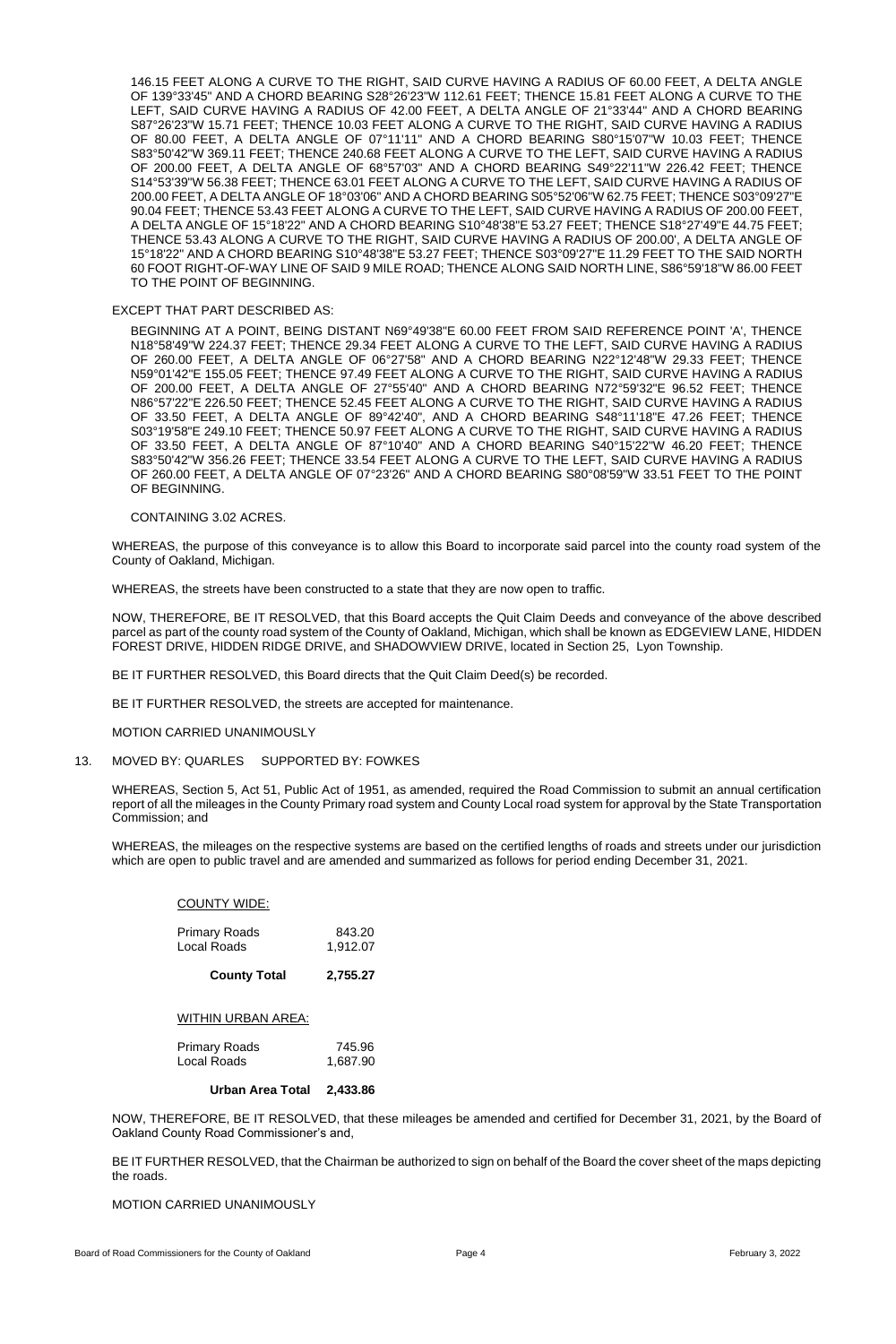146.15 FEET ALONG A CURVE TO THE RIGHT, SAID CURVE HAVING A RADIUS OF 60.00 FEET, A DELTA ANGLE OF 139°33'45" AND A CHORD BEARING S28°26'23"W 112.61 FEET; THENCE 15.81 FEET ALONG A CURVE TO THE LEFT, SAID CURVE HAVING A RADIUS OF 42.00 FEET, A DELTA ANGLE OF 21°33'44" AND A CHORD BEARING S87°26'23"W 15.71 FEET; THENCE 10.03 FEET ALONG A CURVE TO THE RIGHT, SAID CURVE HAVING A RADIUS OF 80.00 FEET, A DELTA ANGLE OF 07°11'11" AND A CHORD BEARING S80°15'07"W 10.03 FEET; THENCE S83°50'42"W 369.11 FEET; THENCE 240.68 FEET ALONG A CURVE TO THE LEFT, SAID CURVE HAVING A RADIUS OF 200.00 FEET, A DELTA ANGLE OF 68°57'03" AND A CHORD BEARING S49°22'11"W 226.42 FEET; THENCE S14°53'39"W 56.38 FEET; THENCE 63.01 FEET ALONG A CURVE TO THE LEFT, SAID CURVE HAVING A RADIUS OF 200.00 FEET, A DELTA ANGLE OF 18°03'06" AND A CHORD BEARING S05°52'06"W 62.75 FEET; THENCE S03°09'27"E 90.04 FEET; THENCE 53.43 FEET ALONG A CURVE TO THE LEFT, SAID CURVE HAVING A RADIUS OF 200.00 FEET, A DELTA ANGLE OF 15°18'22" AND A CHORD BEARING S10°48'38"E 53.27 FEET; THENCE S18°27'49"E 44.75 FEET; THENCE 53.43 ALONG A CURVE TO THE RIGHT, SAID CURVE HAVING A RADIUS OF 200.00', A DELTA ANGLE OF 15°18'22" AND A CHORD BEARING S10°48'38"E 53.27 FEET; THENCE S03°09'27"E 11.29 FEET TO THE SAID NORTH 60 FOOT RIGHT-OF-WAY LINE OF SAID 9 MILE ROAD; THENCE ALONG SAID NORTH LINE, S86°59'18"W 86.00 FEET TO THE POINT OF BEGINNING.

EXCEPT THAT PART DESCRIBED AS:

BEGINNING AT A POINT, BEING DISTANT N69°49'38"E 60.00 FEET FROM SAID REFERENCE POINT 'A', THENCE N18°58'49"W 224.37 FEET; THENCE 29.34 FEET ALONG A CURVE TO THE LEFT, SAID CURVE HAVING A RADIUS OF 260.00 FEET, A DELTA ANGLE OF 06°27'58" AND A CHORD BEARING N22°12'48"W 29.33 FEET; THENCE N59°01'42"E 155.05 FEET; THENCE 97.49 FEET ALONG A CURVE TO THE RIGHT, SAID CURVE HAVING A RADIUS OF 200.00 FEET, A DELTA ANGLE OF 27°55'40" AND A CHORD BEARING N72°59'32"E 96.52 FEET; THENCE N86°57'22"E 226.50 FEET; THENCE 52.45 FEET ALONG A CURVE TO THE RIGHT, SAID CURVE HAVING A RADIUS OF 33.50 FEET, A DELTA ANGLE OF 89°42'40", AND A CHORD BEARING S48°11'18"E 47.26 FEET; THENCE S03°19'58"E 249.10 FEET; THENCE 50.97 FEET ALONG A CURVE TO THE RIGHT, SAID CURVE HAVING A RADIUS OF 33.50 FEET, A DELTA ANGLE OF 87°10'40" AND A CHORD BEARING S40°15'22"W 46.20 FEET; THENCE S83°50'42"W 356.26 FEET; THENCE 33.54 FEET ALONG A CURVE TO THE LEFT, SAID CURVE HAVING A RADIUS OF 260.00 FEET, A DELTA ANGLE OF 07°23'26" AND A CHORD BEARING S80°08'59"W 33.51 FEET TO THE POINT OF BEGINNING.

CONTAINING 3.02 ACRES.

WHEREAS, the purpose of this conveyance is to allow this Board to incorporate said parcel into the county road system of the County of Oakland, Michigan.

WHEREAS, the streets have been constructed to a state that they are now open to traffic.

NOW, THEREFORE, BE IT RESOLVED, that this Board accepts the Quit Claim Deeds and conveyance of the above described parcel as part of the county road system of the County of Oakland, Michigan, which shall be known as EDGEVIEW LANE, HIDDEN FOREST DRIVE, HIDDEN RIDGE DRIVE, and SHADOWVIEW DRIVE, located in Section 25, Lyon Township.

BE IT FURTHER RESOLVED, this Board directs that the Quit Claim Deed(s) be recorded.

BE IT FURTHER RESOLVED, the streets are accepted for maintenance.

MOTION CARRIED UNANIMOUSLY

13. MOVED BY: QUARLES SUPPORTED BY: FOWKES

WHEREAS, Section 5, Act 51, Public Act of 1951, as amended, required the Road Commission to submit an annual certification report of all the mileages in the County Primary road system and County Local road system for approval by the State Transportation Commission; and

WHEREAS, the mileages on the respective systems are based on the certified lengths of roads and streets under our jurisdiction which are open to public travel and are amended and summarized as follows for period ending December 31, 2021.

COUNTY WIDE:

| | |
|---|---|
| Primary Roads | 843.20 |
| Local Roads | 1,912.07 |
| **County Total** | **2,755.27** |

WITHIN URBAN AREA:

| | |
|---|---|
| Primary Roads | 745.96 |
| Local Roads | 1,687.90 |
| **Urban Area Total** | **2,433.86** |

NOW, THEREFORE, BE IT RESOLVED, that these mileages be amended and certified for December 31, 2021, by the Board of Oakland County Road Commissioner's and,

BE IT FURTHER RESOLVED, that the Chairman be authorized to sign on behalf of the Board the cover sheet of the maps depicting the roads.

MOTION CARRIED UNANIMOUSLY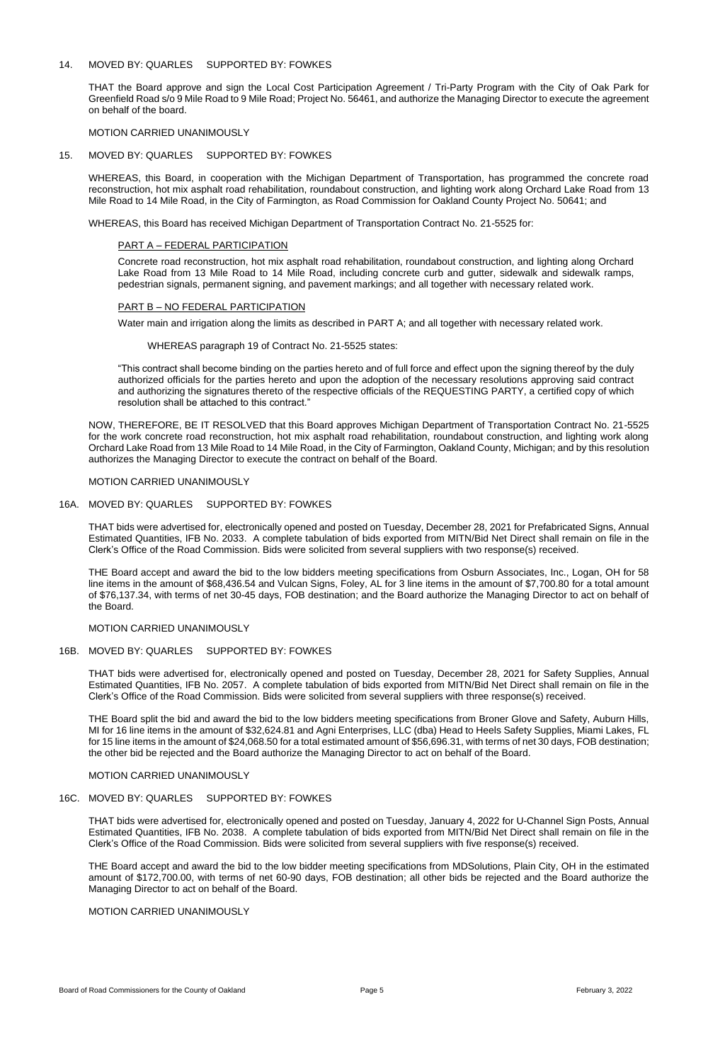14. MOVED BY: QUARLES SUPPORTED BY: FOWKES

THAT the Board approve and sign the Local Cost Participation Agreement / Tri-Party Program with the City of Oak Park for Greenfield Road s/o 9 Mile Road to 9 Mile Road; Project No. 56461, and authorize the Managing Director to execute the agreement on behalf of the board.

MOTION CARRIED UNANIMOUSLY

15. MOVED BY: QUARLES SUPPORTED BY: FOWKES

WHEREAS, this Board, in cooperation with the Michigan Department of Transportation, has programmed the concrete road reconstruction, hot mix asphalt road rehabilitation, roundabout construction, and lighting work along Orchard Lake Road from 13 Mile Road to 14 Mile Road, in the City of Farmington, as Road Commission for Oakland County Project No. 50641; and

WHEREAS, this Board has received Michigan Department of Transportation Contract No. 21-5525 for:

PART A – FEDERAL PARTICIPATION

Concrete road reconstruction, hot mix asphalt road rehabilitation, roundabout construction, and lighting along Orchard Lake Road from 13 Mile Road to 14 Mile Road, including concrete curb and gutter, sidewalk and sidewalk ramps, pedestrian signals, permanent signing, and pavement markings; and all together with necessary related work.

PART B – NO FEDERAL PARTICIPATION

Water main and irrigation along the limits as described in PART A; and all together with necessary related work.

WHEREAS paragraph 19 of Contract No. 21-5525 states:

"This contract shall become binding on the parties hereto and of full force and effect upon the signing thereof by the duly authorized officials for the parties hereto and upon the adoption of the necessary resolutions approving said contract and authorizing the signatures thereto of the respective officials of the REQUESTING PARTY, a certified copy of which resolution shall be attached to this contract."

NOW, THEREFORE, BE IT RESOLVED that this Board approves Michigan Department of Transportation Contract No. 21-5525 for the work concrete road reconstruction, hot mix asphalt road rehabilitation, roundabout construction, and lighting work along Orchard Lake Road from 13 Mile Road to 14 Mile Road, in the City of Farmington, Oakland County, Michigan; and by this resolution authorizes the Managing Director to execute the contract on behalf of the Board.

MOTION CARRIED UNANIMOUSLY

16A. MOVED BY: QUARLES SUPPORTED BY: FOWKES

THAT bids were advertised for, electronically opened and posted on Tuesday, December 28, 2021 for Prefabricated Signs, Annual Estimated Quantities, IFB No. 2033. A complete tabulation of bids exported from MITN/Bid Net Direct shall remain on file in the Clerk's Office of the Road Commission. Bids were solicited from several suppliers with two response(s) received.

THE Board accept and award the bid to the low bidders meeting specifications from Osburn Associates, Inc., Logan, OH for 58 line items in the amount of $68,436.54 and Vulcan Signs, Foley, AL for 3 line items in the amount of $7,700.80 for a total amount of $76,137.34, with terms of net 30-45 days, FOB destination; and the Board authorize the Managing Director to act on behalf of the Board.

MOTION CARRIED UNANIMOUSLY

16B. MOVED BY: QUARLES SUPPORTED BY: FOWKES

THAT bids were advertised for, electronically opened and posted on Tuesday, December 28, 2021 for Safety Supplies, Annual Estimated Quantities, IFB No. 2057. A complete tabulation of bids exported from MITN/Bid Net Direct shall remain on file in the Clerk's Office of the Road Commission. Bids were solicited from several suppliers with three response(s) received.

THE Board split the bid and award the bid to the low bidders meeting specifications from Broner Glove and Safety, Auburn Hills, MI for 16 line items in the amount of $32,624.81 and Agni Enterprises, LLC (dba) Head to Heels Safety Supplies, Miami Lakes, FL for 15 line items in the amount of $24,068.50 for a total estimated amount of $56,696.31, with terms of net 30 days, FOB destination; the other bid be rejected and the Board authorize the Managing Director to act on behalf of the Board.

MOTION CARRIED UNANIMOUSLY

16C. MOVED BY: QUARLES SUPPORTED BY: FOWKES

THAT bids were advertised for, electronically opened and posted on Tuesday, January 4, 2022 for U-Channel Sign Posts, Annual Estimated Quantities, IFB No. 2038. A complete tabulation of bids exported from MITN/Bid Net Direct shall remain on file in the Clerk's Office of the Road Commission. Bids were solicited from several suppliers with five response(s) received.

THE Board accept and award the bid to the low bidder meeting specifications from MDSolutions, Plain City, OH in the estimated amount of $172,700.00, with terms of net 60-90 days, FOB destination; all other bids be rejected and the Board authorize the Managing Director to act on behalf of the Board.

MOTION CARRIED UNANIMOUSLY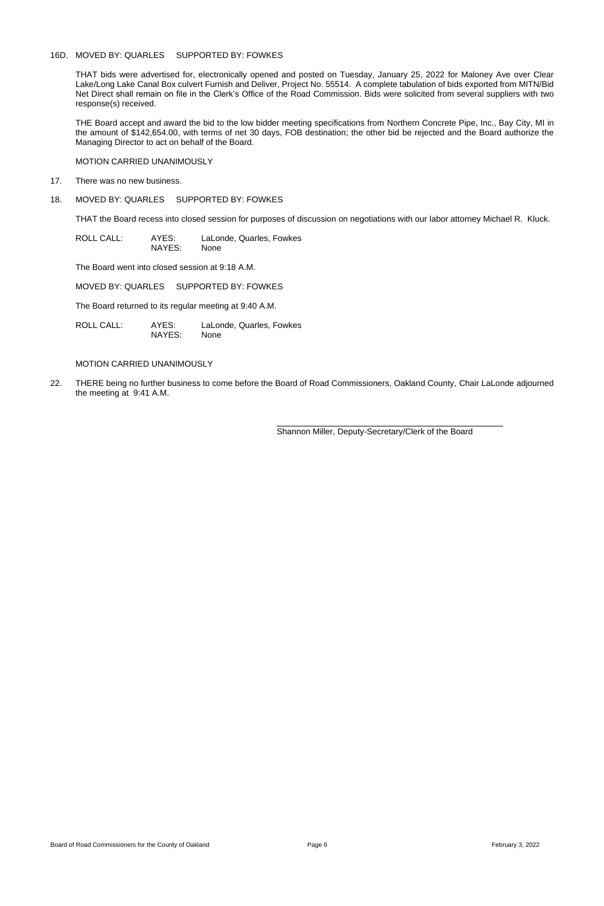16D. MOVED BY: QUARLES SUPPORTED BY: FOWKES

THAT bids were advertised for, electronically opened and posted on Tuesday, January 25, 2022 for Maloney Ave over Clear Lake/Long Lake Canal Box culvert Furnish and Deliver, Project No. 55514. A complete tabulation of bids exported from MITN/Bid Net Direct shall remain on file in the Clerk's Office of the Road Commission. Bids were solicited from several suppliers with two response(s) received.

THE Board accept and award the bid to the low bidder meeting specifications from Northern Concrete Pipe, Inc., Bay City, MI in the amount of $142,654.00, with terms of net 30 days, FOB destination; the other bid be rejected and the Board authorize the Managing Director to act on behalf of the Board.

MOTION CARRIED UNANIMOUSLY

17. There was no new business.

18. MOVED BY: QUARLES SUPPORTED BY: FOWKES

THAT the Board recess into closed session for purposes of discussion on negotiations with our labor attorney Michael R. Kluck.

ROLL CALL: AYES: LaLonde, Quarles, Fowkes
NAYES: None

The Board went into closed session at 9:18 A.M.

MOVED BY: QUARLES SUPPORTED BY: FOWKES

The Board returned to its regular meeting at 9:40 A.M.

ROLL CALL: AYES: LaLonde, Quarles, Fowkes
NAYES: None

MOTION CARRIED UNANIMOUSLY

22. THERE being no further business to come before the Board of Road Commissioners, Oakland County, Chair LaLonde adjourned the meeting at 9:41 A.M.

Shannon Miller, Deputy-Secretary/Clerk of the Board